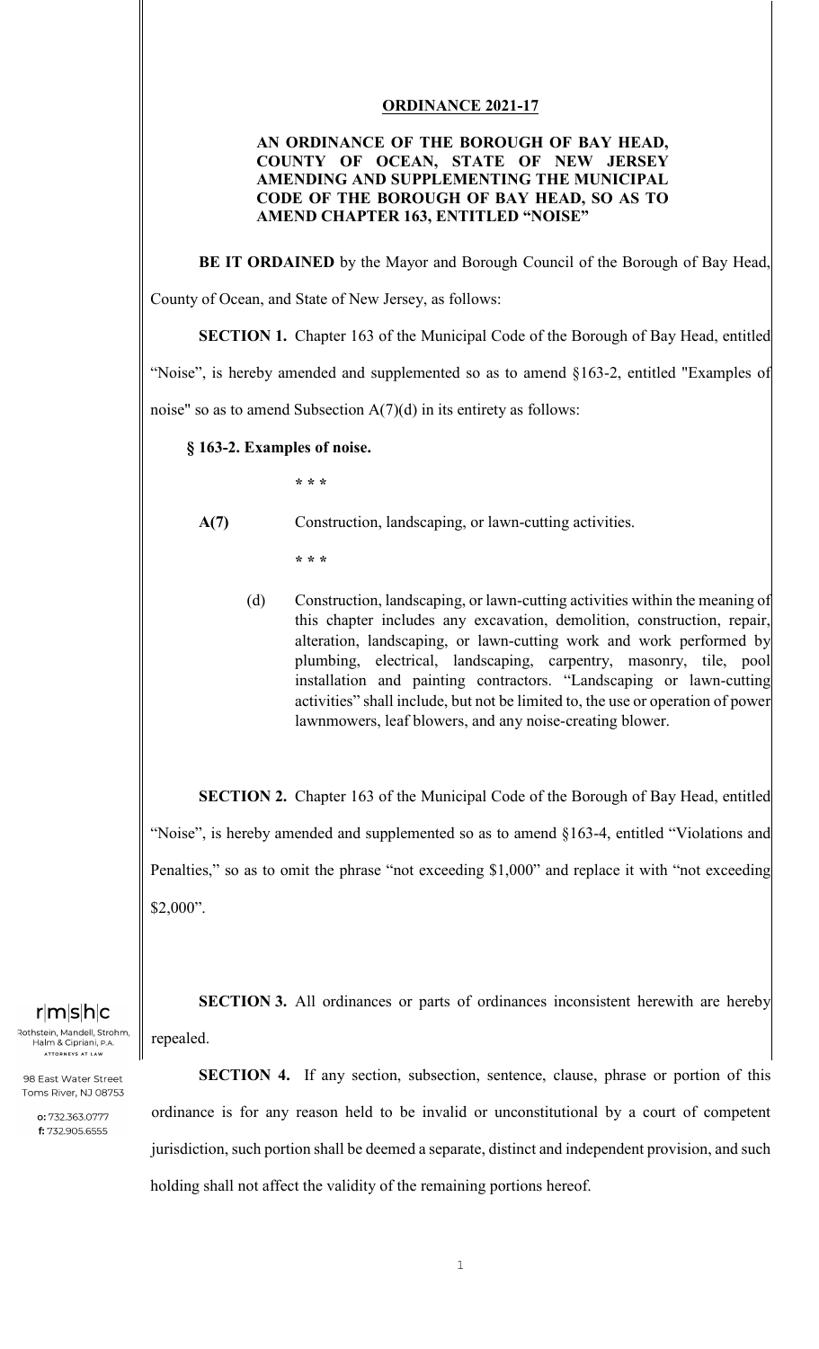# ORDINANCE 2021-17

**AN ORDINANCE OF THE BOROUGH OF BAY HEAD, COUNTY OF OCEAN, STATE OF NEW JERSEY AMENDING AND SUPPLEMENTING THE MUNICIPAL CODE OF THE BOROUGH OF BAY HEAD, SO AS TO AMEND CHAPTER 163, ENTITLED "NOISE"**

**BE IT ORDAINED** by the Mayor and Borough Council of the Borough of Bay Head, County of Ocean, and State of New Jersey, as follows:

**SECTION 1.** Chapter 163 of the Municipal Code of the Borough of Bay Head, entitled "Noise", is hereby amended and supplemented so as to amend §163-2, entitled "Examples of noise" so as to amend Subsection A(7)(d) in its entirety as follows:

**§ 163-2. Examples of noise.**

**\* \* \***

**A(7)** Construction, landscaping, or lawn-cutting activities.

**\* \* \***

(d) Construction, landscaping, or lawn-cutting activities within the meaning of this chapter includes any excavation, demolition, construction, repair, alteration, landscaping, or lawn-cutting work and work performed by plumbing, electrical, landscaping, carpentry, masonry, tile, pool installation and painting contractors. "Landscaping or lawn-cutting activities" shall include, but not be limited to, the use or operation of power lawnmowers, leaf blowers, and any noise-creating blower.

**SECTION 2.** Chapter 163 of the Municipal Code of the Borough of Bay Head, entitled "Noise", is hereby amended and supplemented so as to amend §163-4, entitled "Violations and Penalties," so as to omit the phrase "not exceeding $1,000" and replace it with "not exceeding $2,000".

**SECTION 3.** All ordinances or parts of ordinances inconsistent herewith are hereby repealed.

**SECTION 4.** If any section, subsection, sentence, clause, phrase or portion of this ordinance is for any reason held to be invalid or unconstitutional by a court of competent jurisdiction, such portion shall be deemed a separate, distinct and independent provision, and such holding shall not affect the validity of the remaining portions hereof.

r|m|s|h|c
Rothstein, Mandell, Strohm, Halm & Cipriani, P.A.
ATTORNEYS AT LAW

98 East Water Street
Toms River, NJ 08753

o: 732.363.0777
f: 732.905.6555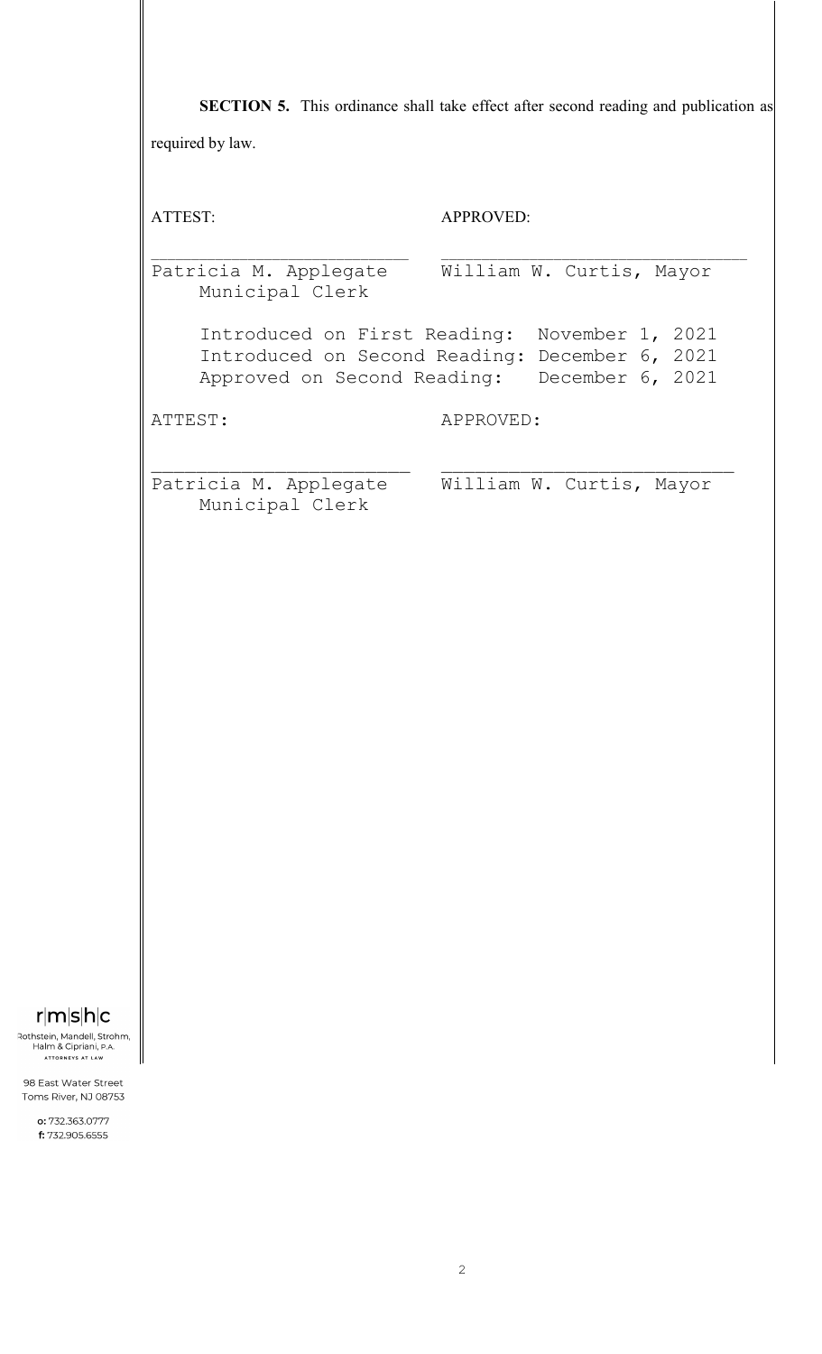**SECTION 5.** This ordinance shall take effect after second reading and publication as required by law.

| | |
|---|---|
| ATTEST: | APPROVED: |
| ________________________ | ____________________________ |
| Patricia M. Applegate<br>Municipal Clerk | William W. Curtis, Mayor |

Introduced on First Reading: November 1, 2021
Introduced on Second Reading: December 6, 2021
Approved on Second Reading: December 6, 2021

| | |
|---|---|
| ATTEST: | APPROVED: |
| ________________________ | ____________________________ |
| Patricia M. Applegate<br>Municipal Clerk | William W. Curtis, Mayor |

r|m|s|h|c
Rothstein, Mandell, Strohm, Halm & Cipriani, P.A.
ATTORNEYS AT LAW

98 East Water Street
Toms River, NJ 08753

o: 732.363.0777
f: 732.905.6555